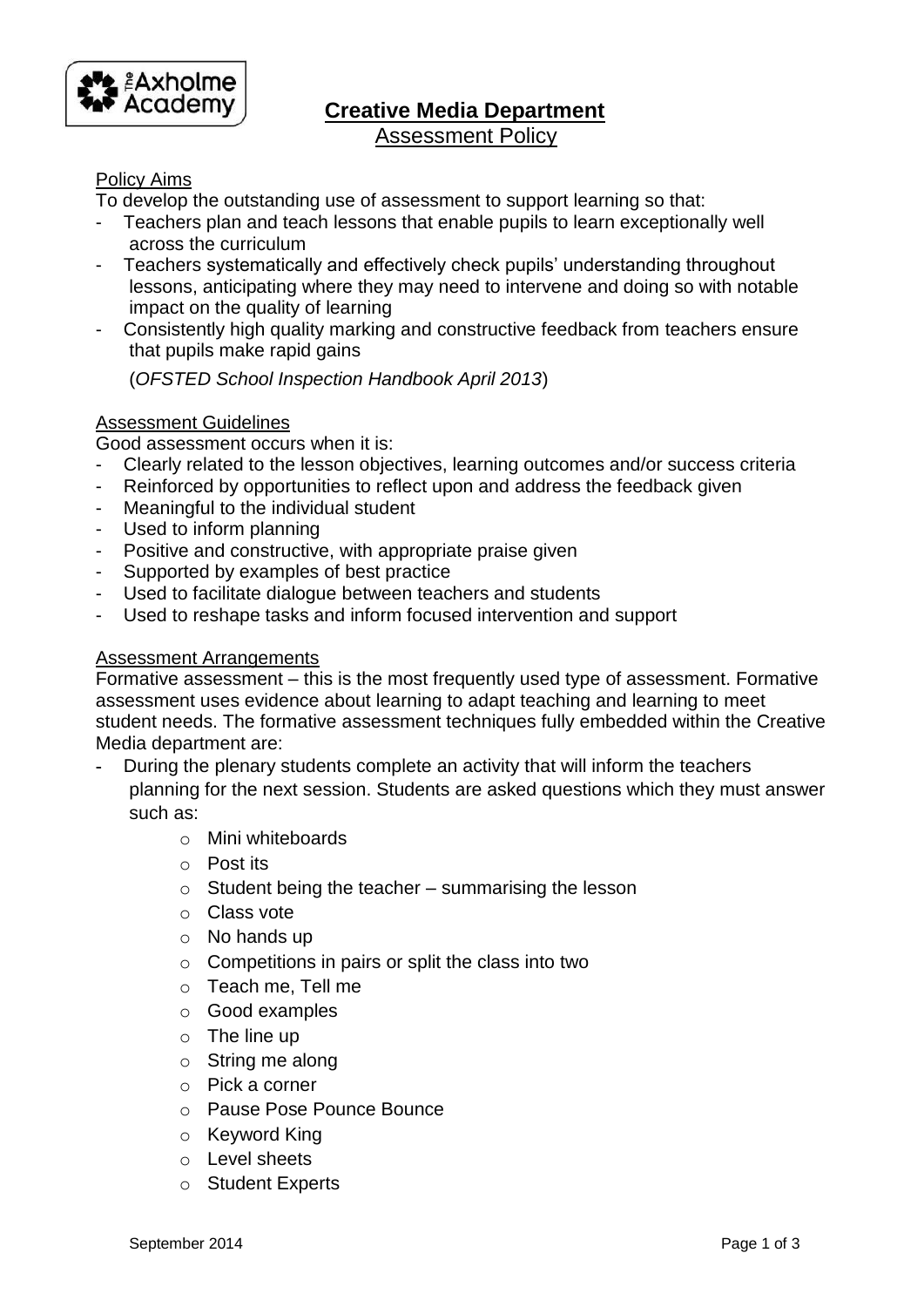# Creative Media Department

## Assessment Policy

### Policy Aims

To develop the outstanding use of assessment to support learning so that:

- Teachers plan and teach lessons that enable pupils to learn exceptionally well across the curriculum
- Teachers systematically and effectively check pupils' understanding throughout lessons, anticipating where they may need to intervene and doing so with notable impact on the quality of learning
- Consistently high quality marking and constructive feedback from teachers ensure that pupils make rapid gains

(*OFSTED School Inspection Handbook April 2013*)

### Assessment Guidelines

Good assessment occurs when it is:

- Clearly related to the lesson objectives, learning outcomes and/or success criteria
- Reinforced by opportunities to reflect upon and address the feedback given
- Meaningful to the individual student
- Used to inform planning
- Positive and constructive, with appropriate praise given
- Supported by examples of best practice
- Used to facilitate dialogue between teachers and students
- Used to reshape tasks and inform focused intervention and support

### Assessment Arrangements

Formative assessment – this is the most frequently used type of assessment. Formative assessment uses evidence about learning to adapt teaching and learning to meet student needs. The formative assessment techniques fully embedded within the Creative Media department are:

- During the plenary students complete an activity that will inform the teachers planning for the next session. Students are asked questions which they must answer such as:
  - Mini whiteboards
  - Post its
  - Student being the teacher – summarising the lesson
  - Class vote
  - No hands up
  - Competitions in pairs or split the class into two
  - Teach me, Tell me
  - Good examples
  - The line up
  - String me along
  - Pick a corner
  - Pause Pose Pounce Bounce
  - Keyword King
  - Level sheets
  - Student Experts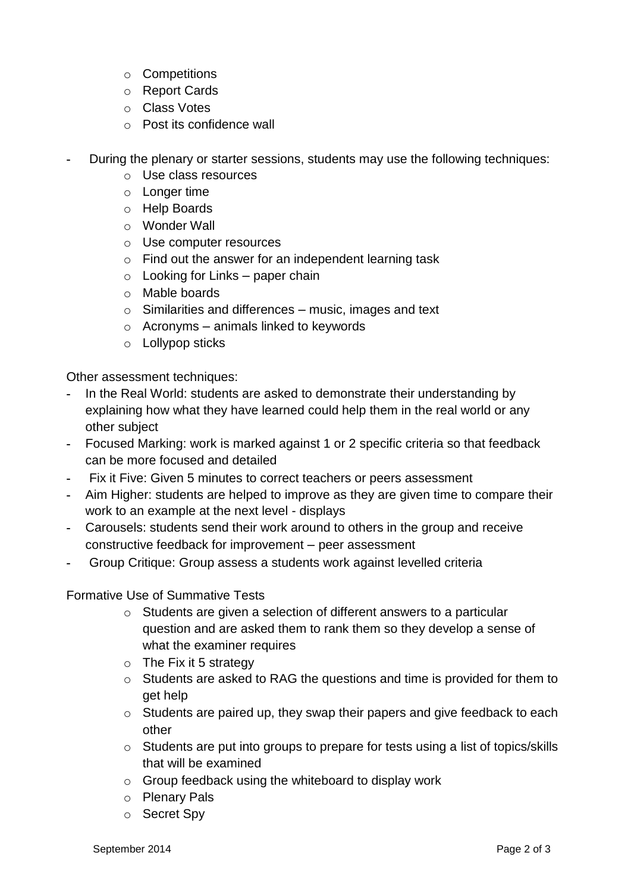- Competitions
- Report Cards
- Class Votes
- Post its confidence wall

- During the plenary or starter sessions, students may use the following techniques:
  - Use class resources
  - Longer time
  - Help Boards
  - Wonder Wall
  - Use computer resources
  - Find out the answer for an independent learning task
  - Looking for Links – paper chain
  - Mable boards
  - Similarities and differences – music, images and text
  - Acronyms – animals linked to keywords
  - Lollypop sticks

Other assessment techniques:

- In the Real World: students are asked to demonstrate their understanding by explaining how what they have learned could help them in the real world or any other subject
- Focused Marking: work is marked against 1 or 2 specific criteria so that feedback can be more focused and detailed
- Fix it Five: Given 5 minutes to correct teachers or peers assessment
- Aim Higher: students are helped to improve as they are given time to compare their work to an example at the next level - displays
- Carousels: students send their work around to others in the group and receive constructive feedback for improvement – peer assessment
- Group Critique: Group assess a students work against levelled criteria

Formative Use of Summative Tests

- Students are given a selection of different answers to a particular question and are asked them to rank them so they develop a sense of what the examiner requires
- The Fix it 5 strategy
- Students are asked to RAG the questions and time is provided for them to get help
- Students are paired up, they swap their papers and give feedback to each other
- Students are put into groups to prepare for tests using a list of topics/skills that will be examined
- Group feedback using the whiteboard to display work
- Plenary Pals
- Secret Spy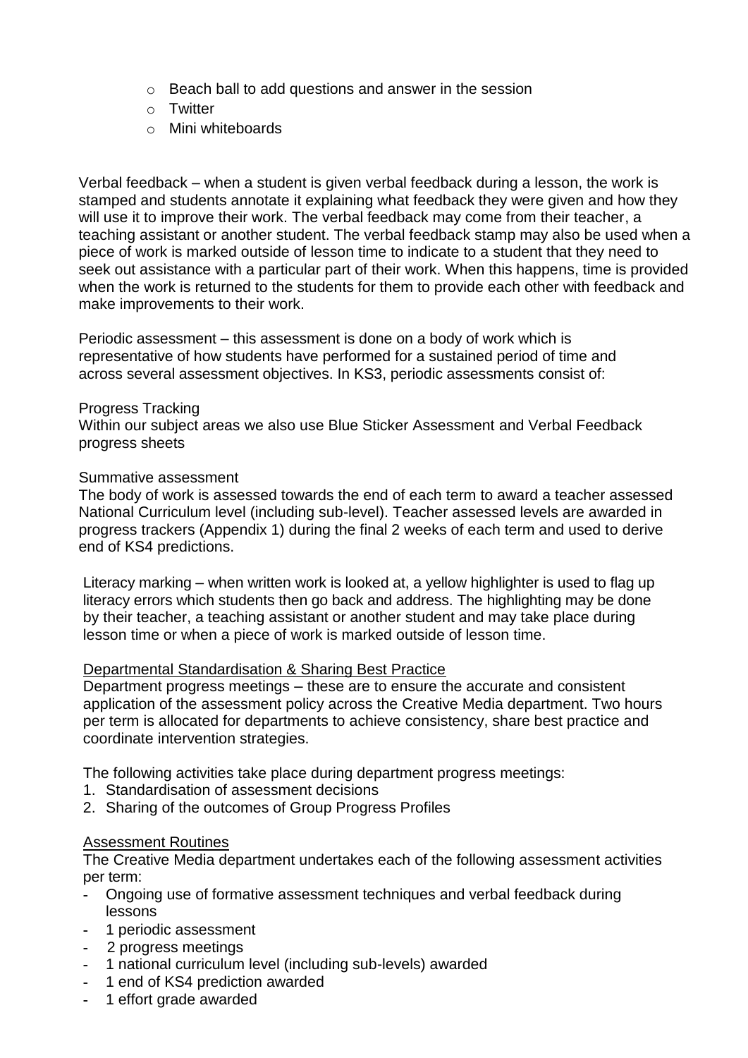- Beach ball to add questions and answer in the session
- Twitter
- Mini whiteboards

Verbal feedback – when a student is given verbal feedback during a lesson, the work is stamped and students annotate it explaining what feedback they were given and how they will use it to improve their work. The verbal feedback may come from their teacher, a teaching assistant or another student. The verbal feedback stamp may also be used when a piece of work is marked outside of lesson time to indicate to a student that they need to seek out assistance with a particular part of their work. When this happens, time is provided when the work is returned to the students for them to provide each other with feedback and make improvements to their work.

Periodic assessment – this assessment is done on a body of work which is representative of how students have performed for a sustained period of time and across several assessment objectives. In KS3, periodic assessments consist of:

Progress Tracking
Within our subject areas we also use Blue Sticker Assessment and Verbal Feedback progress sheets

Summative assessment
The body of work is assessed towards the end of each term to award a teacher assessed National Curriculum level (including sub-level). Teacher assessed levels are awarded in progress trackers (Appendix 1) during the final 2 weeks of each term and used to derive end of KS4 predictions.

Literacy marking – when written work is looked at, a yellow highlighter is used to flag up literacy errors which students then go back and address. The highlighting may be done by their teacher, a teaching assistant or another student and may take place during lesson time or when a piece of work is marked outside of lesson time.

Departmental Standardisation & Sharing Best Practice
Department progress meetings – these are to ensure the accurate and consistent application of the assessment policy across the Creative Media department. Two hours per term is allocated for departments to achieve consistency, share best practice and coordinate intervention strategies.

The following activities take place during department progress meetings:
1. Standardisation of assessment decisions
2. Sharing of the outcomes of Group Progress Profiles

Assessment Routines
The Creative Media department undertakes each of the following assessment activities per term:
- Ongoing use of formative assessment techniques and verbal feedback during lessons
- 1 periodic assessment
- 2 progress meetings
- 1 national curriculum level (including sub-levels) awarded
- 1 end of KS4 prediction awarded
- 1 effort grade awarded